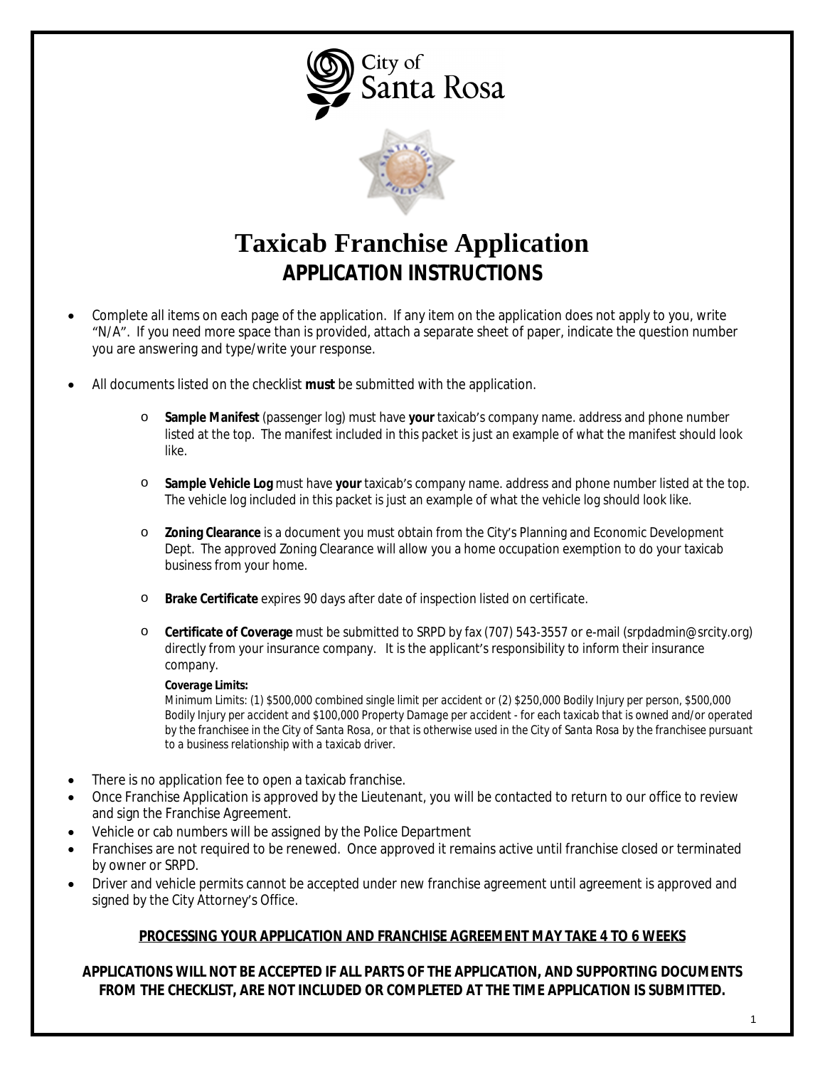City of Santa Rosa

# Taxicab Franchise Application

## APPLICATION INSTRUCTIONS

- Complete all items on each page of the application. If any item on the application does not apply to you, write "N/A". If you need more space than is provided, attach a separate sheet of paper, indicate the question number you are answering and type/write your response.

- All documents listed on the checklist **must** be submitted with the application.

  - **Sample Manifest** (passenger log) must have **your** taxicab's company name. address and phone number listed at the top. The manifest included in this packet is just an example of what the manifest should look like.

  - **Sample Vehicle Log** must have **your** taxicab's company name. address and phone number listed at the top. The vehicle log included in this packet is just an example of what the vehicle log should look like.

  - **Zoning Clearance** is a document you must obtain from the City's Planning and Economic Development Dept. The approved Zoning Clearance will allow you a home occupation exemption to do your taxicab business from your home.

  - **Brake Certificate** expires 90 days after date of inspection listed on certificate.

  - **Certificate of Coverage** must be submitted to SRPD by fax (707) 543-3557 or e-mail (srpdadmin@srcity.org) directly from your insurance company. It is the applicant's responsibility to inform their insurance company.

    ***Coverage Limits:***
    Minimum Limits: (1) $500,000 combined single limit per accident or (2) $250,000 Bodily Injury per person, $500,000 Bodily Injury per accident and $100,000 Property Damage per accident - for each taxicab that is owned and/or operated by the franchisee in the City of Santa Rosa, or that is otherwise used in the City of Santa Rosa by the franchisee pursuant to a business relationship with a taxicab driver.

- There is no application fee to open a taxicab franchise.
- Once Franchise Application is approved by the Lieutenant, you will be contacted to return to our office to review and sign the Franchise Agreement.
- Vehicle or cab numbers will be assigned by the Police Department
- Franchises are not required to be renewed. Once approved it remains active until franchise closed or terminated by owner or SRPD.
- Driver and vehicle permits cannot be accepted under new franchise agreement until agreement is approved and signed by the City Attorney's Office.

**PROCESSING YOUR APPLICATION AND FRANCHISE AGREEMENT MAY TAKE 4 TO 6 WEEKS**

**APPLICATIONS WILL NOT BE ACCEPTED IF ALL PARTS OF THE APPLICATION, AND SUPPORTING DOCUMENTS FROM THE CHECKLIST, ARE NOT INCLUDED OR COMPLETED AT THE TIME APPLICATION IS SUBMITTED.**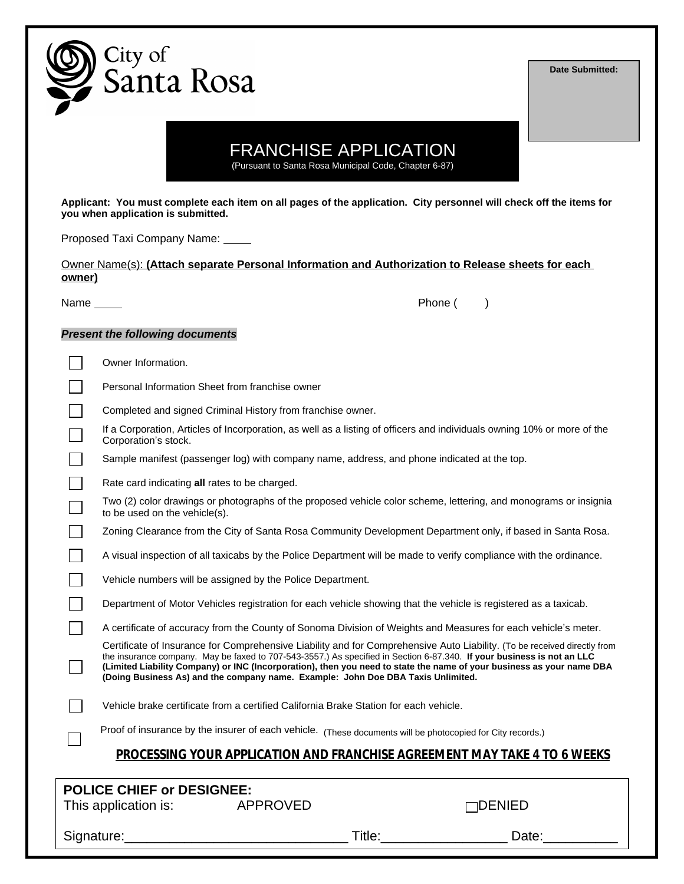City of Santa Rosa

**Date Submitted:**

# FRANCHISE APPLICATION

(Pursuant to Santa Rosa Municipal Code, Chapter 6-87)

**Applicant: You must complete each item on all pages of the application. City personnel will check off the items for you when application is submitted.**

Proposed Taxi Company Name: ____

Owner Name(s): **(Attach separate Personal Information and Authorization to Release sheets for each owner)**

Name ____ Phone (    )

***Present the following documents***

- ☐ Owner Information.
- ☐ Personal Information Sheet from franchise owner
- ☐ Completed and signed Criminal History from franchise owner.
- ☐ If a Corporation, Articles of Incorporation, as well as a listing of officers and individuals owning 10% or more of the Corporation's stock.
- ☐ Sample manifest (passenger log) with company name, address, and phone indicated at the top.
- ☐ Rate card indicating **all** rates to be charged.
- ☐ Two (2) color drawings or photographs of the proposed vehicle color scheme, lettering, and monograms or insignia to be used on the vehicle(s).
- ☐ Zoning Clearance from the City of Santa Rosa Community Development Department only, if based in Santa Rosa.
- ☐ A visual inspection of all taxicabs by the Police Department will be made to verify compliance with the ordinance.
- ☐ Vehicle numbers will be assigned by the Police Department.
- ☐ Department of Motor Vehicles registration for each vehicle showing that the vehicle is registered as a taxicab.
- ☐ A certificate of accuracy from the County of Sonoma Division of Weights and Measures for each vehicle's meter.
- ☐ Certificate of Insurance for Comprehensive Liability and for Comprehensive Auto Liability. (To be received directly from the insurance company. May be faxed to 707-543-3557.) As specified in Section 6-87.340. **If your business is not an LLC (Limited Liability Company) or INC (Incorporation), then you need to state the name of your business as your name DBA (Doing Business As) and the company name. Example: John Doe DBA Taxis Unlimited.**
- ☐ Vehicle brake certificate from a certified California Brake Station for each vehicle.
- ☐ Proof of insurance by the insurer of each vehicle. (These documents will be photocopied for City records.)

**PROCESSING YOUR APPLICATION AND FRANCHISE AGREEMENT MAY TAKE 4 TO 6 WEEKS**

**POLICE CHIEF or DESIGNEE:**

This application is: APPROVED ☐DENIED

Signature:____________________________ Title:________________ Date:__________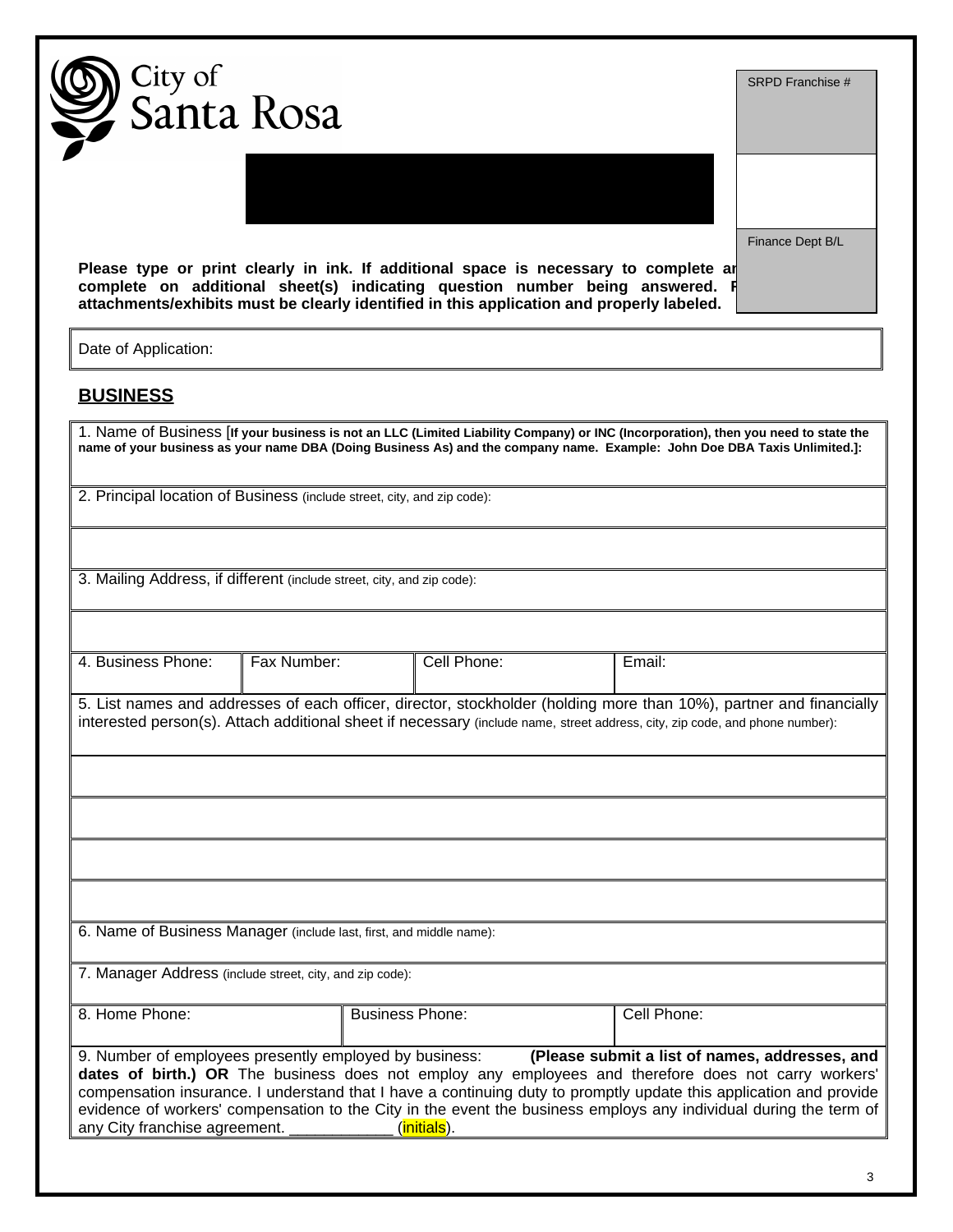City of Santa Rosa

| SRPD Franchise # |
| --- |
| |
| Finance Dept B/L |

**Please type or print clearly in ink. If additional space is necessary to complete an complete on additional sheet(s) indicating question number being answered. F attachments/exhibits must be clearly identified in this application and properly labeled.**

Date of Application:

## BUSINESS

1. Name of Business [**If your business is not an LLC (Limited Liability Company) or INC (Incorporation), then you need to state the name of your business as your name DBA (Doing Business As) and the company name. Example: John Doe DBA Taxis Unlimited.]:**

2. Principal location of Business (include street, city, and zip code):

3. Mailing Address, if different (include street, city, and zip code):

| 4. Business Phone: | Fax Number: | Cell Phone: | Email: |
| --- | --- | --- | --- |

5. List names and addresses of each officer, director, stockholder (holding more than 10%), partner and financially interested person(s). Attach additional sheet if necessary (include name, street address, city, zip code, and phone number):

6. Name of Business Manager (include last, first, and middle name):

7. Manager Address (include street, city, and zip code):

| 8. Home Phone: | Business Phone: | Cell Phone: |
| --- | --- | --- |

9. Number of employees presently employed by business: **(Please submit a list of names, addresses, and dates of birth.) OR** The business does not employ any employees and therefore does not carry workers' compensation insurance. I understand that I have a continuing duty to promptly update this application and provide evidence of workers' compensation to the City in the event the business employs any individual during the term of any City franchise agreement. ____________ (initials).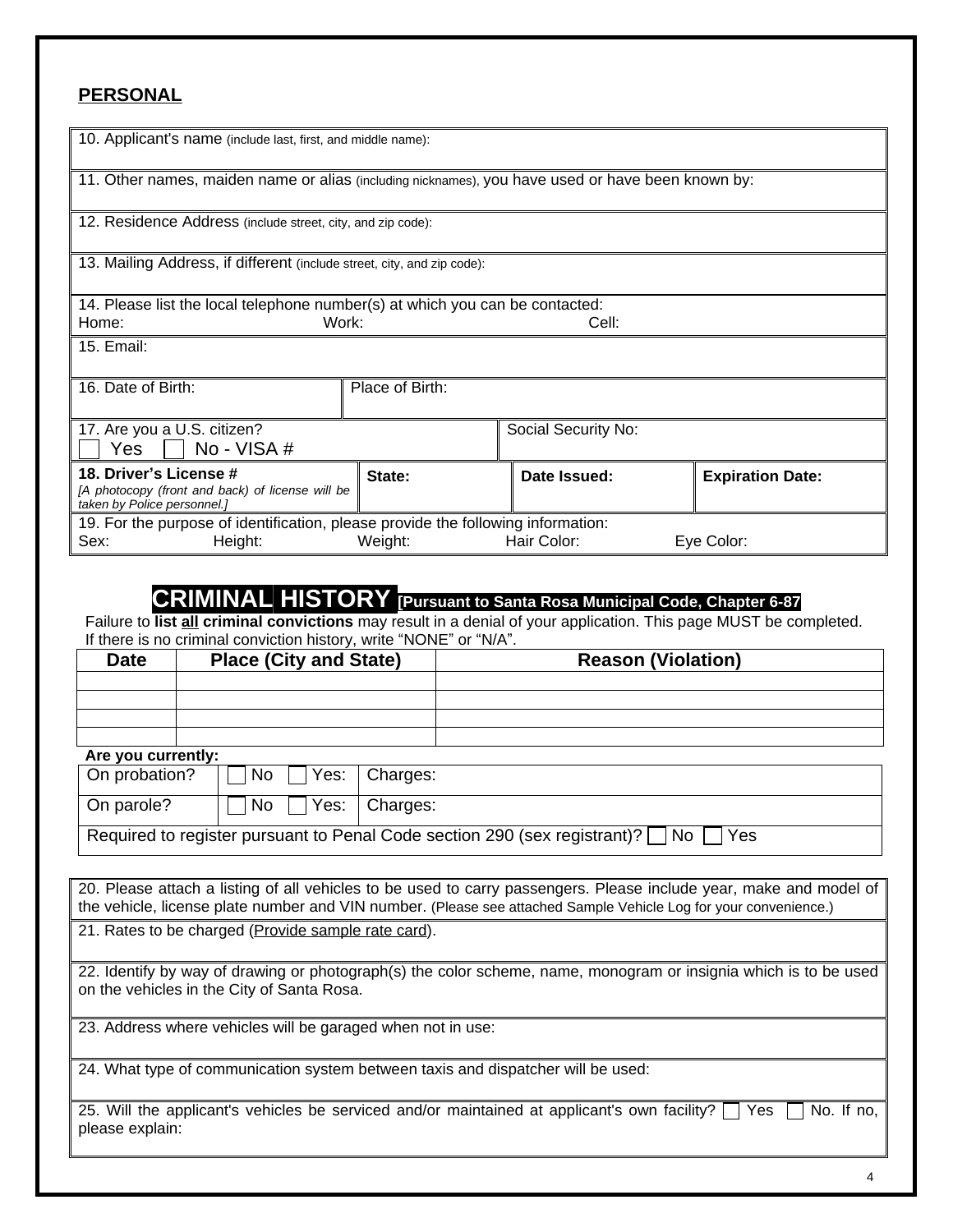## PERSONAL

| 10. Applicant's name (include last, first, and middle name): | | | |
|---|---|---|---|
| 11. Other names, maiden name or alias (including nicknames), you have used or have been known by: | | | |
| 12. Residence Address (include street, city, and zip code): | | | |
| 13. Mailing Address, if different (include street, city, and zip code): | | | |
| 14. Please list the local telephone number(s) at which you can be contacted: Home: Work: Cell: | | | |
| 15. Email: | | | |
| 16. Date of Birth: | Place of Birth: | | |
| 17. Are you a U.S. citizen? ☐ Yes ☐ No - VISA # | | Social Security No: | |
| **18. Driver's License #** *[A photocopy (front and back) of license will be taken by Police personnel.]* | **State:** | **Date Issued:** | **Expiration Date:** |
| 19. For the purpose of identification, please provide the following information: Sex: Height: Weight: Hair Color: Eye Color: | | | |

## CRIMINAL HISTORY **[Pursuant to Santa Rosa Municipal Code, Chapter 6-87]**

Failure to **list all criminal convictions** may result in a denial of your application. This page MUST be completed. If there is no criminal conviction history, write "NONE" or "N/A".

| Date | Place (City and State) | Reason (Violation) |
|---|---|---|
| | | |
| | | |
| | | |
| | | |

**Are you currently:**

| On probation? | ☐ No ☐ Yes: | Charges: |
|---|---|---|
| On parole? | ☐ No ☐ Yes: | Charges: |
| Required to register pursuant to Penal Code section 290 (sex registrant)? ☐ No ☐ Yes | | |

| 20. Please attach a listing of all vehicles to be used to carry passengers. Please include year, make and model of the vehicle, license plate number and VIN number. (Please see attached Sample Vehicle Log for your convenience.) |
|---|
| 21. Rates to be charged (Provide sample rate card). |
| 22. Identify by way of drawing or photograph(s) the color scheme, name, monogram or insignia which is to be used on the vehicles in the City of Santa Rosa. |
| 23. Address where vehicles will be garaged when not in use: |
| 24. What type of communication system between taxis and dispatcher will be used: |
| 25. Will the applicant's vehicles be serviced and/or maintained at applicant's own facility? ☐ Yes ☐ No. If no, please explain: |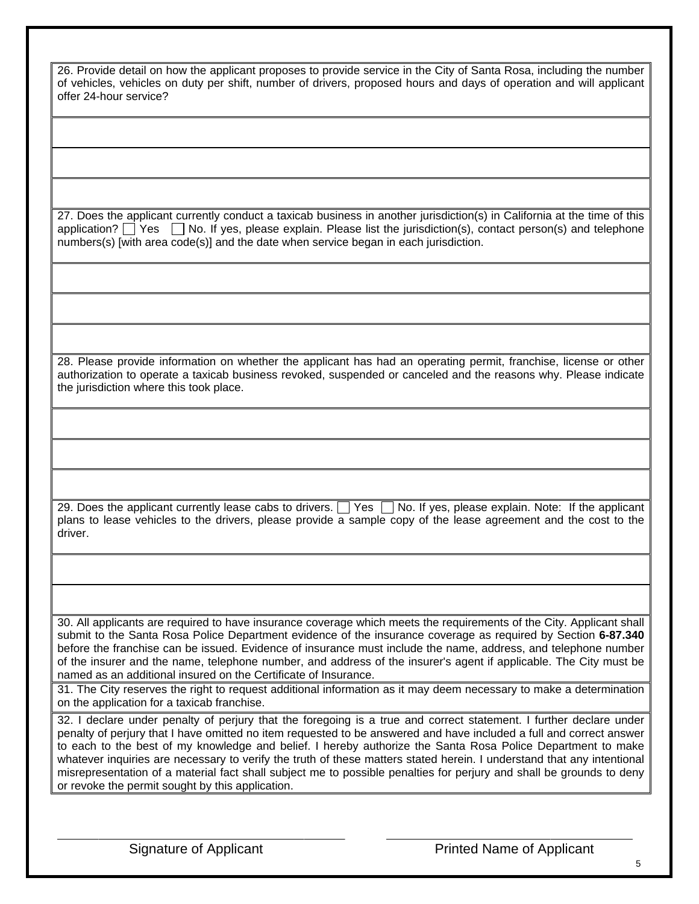26. Provide detail on how the applicant proposes to provide service in the City of Santa Rosa, including the number of vehicles, vehicles on duty per shift, number of drivers, proposed hours and days of operation and will applicant offer 24-hour service?

27. Does the applicant currently conduct a taxicab business in another jurisdiction(s) in California at the time of this application? ☐ Yes ☐ No. If yes, please explain. Please list the jurisdiction(s), contact person(s) and telephone numbers(s) [with area code(s)] and the date when service began in each jurisdiction.

28. Please provide information on whether the applicant has had an operating permit, franchise, license or other authorization to operate a taxicab business revoked, suspended or canceled and the reasons why. Please indicate the jurisdiction where this took place.

29. Does the applicant currently lease cabs to drivers. ☐ Yes ☐ No. If yes, please explain. Note: If the applicant plans to lease vehicles to the drivers, please provide a sample copy of the lease agreement and the cost to the driver.

30. All applicants are required to have insurance coverage which meets the requirements of the City. Applicant shall submit to the Santa Rosa Police Department evidence of the insurance coverage as required by Section **6-87.340** before the franchise can be issued. Evidence of insurance must include the name, address, and telephone number of the insurer and the name, telephone number, and address of the insurer's agent if applicable. The City must be named as an additional insured on the Certificate of Insurance.

31. The City reserves the right to request additional information as it may deem necessary to make a determination on the application for a taxicab franchise.

32. I declare under penalty of perjury that the foregoing is a true and correct statement. I further declare under penalty of perjury that I have omitted no item requested to be answered and have included a full and correct answer to each to the best of my knowledge and belief. I hereby authorize the Santa Rosa Police Department to make whatever inquiries are necessary to verify the truth of these matters stated herein. I understand that any intentional misrepresentation of a material fact shall subject me to possible penalties for perjury and shall be grounds to deny or revoke the permit sought by this application.

\_\_\_\_\_\_\_\_\_\_\_\_\_\_\_\_\_\_\_\_\_\_\_\_\_\_\_\_\_\_\_\_ Signature of Applicant

\_\_\_\_\_\_\_\_\_\_\_\_\_\_\_\_\_\_\_\_\_\_\_\_\_\_\_\_\_\_\_\_ Printed Name of Applicant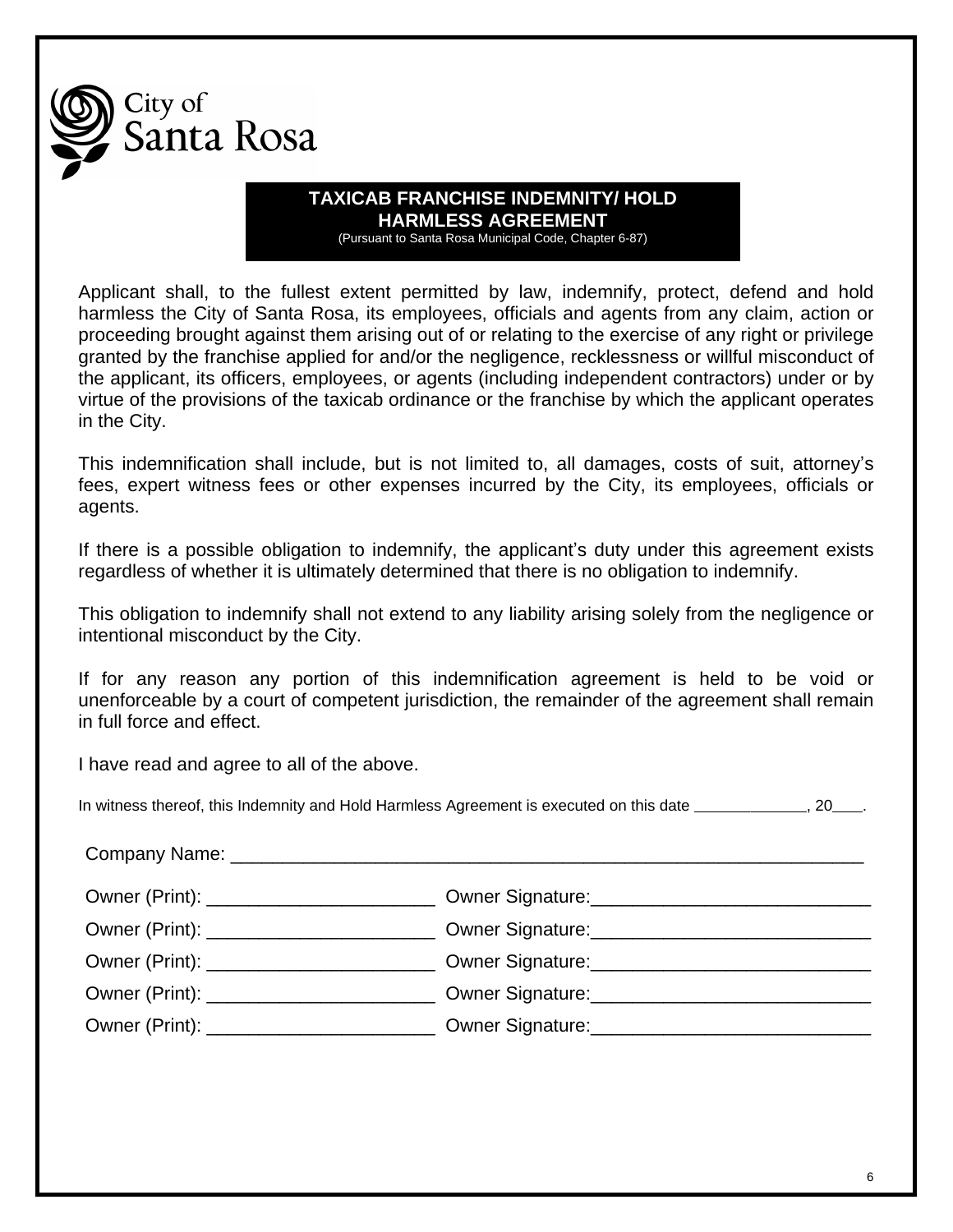City of Santa Rosa

# TAXICAB FRANCHISE INDEMNITY/ HOLD HARMLESS AGREEMENT

(Pursuant to Santa Rosa Municipal Code, Chapter 6-87)

Applicant shall, to the fullest extent permitted by law, indemnify, protect, defend and hold harmless the City of Santa Rosa, its employees, officials and agents from any claim, action or proceeding brought against them arising out of or relating to the exercise of any right or privilege granted by the franchise applied for and/or the negligence, recklessness or willful misconduct of the applicant, its officers, employees, or agents (including independent contractors) under or by virtue of the provisions of the taxicab ordinance or the franchise by which the applicant operates in the City.

This indemnification shall include, but is not limited to, all damages, costs of suit, attorney's fees, expert witness fees or other expenses incurred by the City, its employees, officials or agents.

If there is a possible obligation to indemnify, the applicant's duty under this agreement exists regardless of whether it is ultimately determined that there is no obligation to indemnify.

This obligation to indemnify shall not extend to any liability arising solely from the negligence or intentional misconduct by the City.

If for any reason any portion of this indemnification agreement is held to be void or unenforceable by a court of competent jurisdiction, the remainder of the agreement shall remain in full force and effect.

I have read and agree to all of the above.

In witness thereof, this Indemnity and Hold Harmless Agreement is executed on this date _____________, 20___.

Company Name: _______________________________________________________________

Owner (Print): _____________________ Owner Signature:__________________________

Owner (Print): _____________________ Owner Signature:__________________________

Owner (Print): _____________________ Owner Signature:__________________________

Owner (Print): _____________________ Owner Signature:__________________________

Owner (Print): _____________________ Owner Signature:__________________________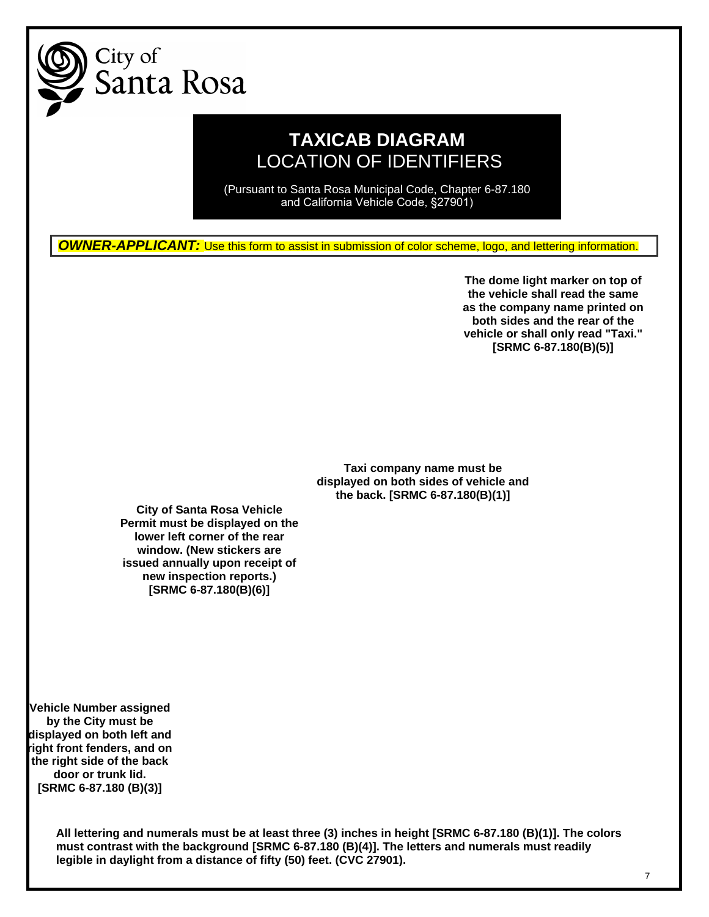City of Santa Rosa

# TAXICAB DIAGRAM
## LOCATION OF IDENTIFIERS

(Pursuant to Santa Rosa Municipal Code, Chapter 6-87.180 and California Vehicle Code, §27901)

***OWNER-APPLICANT:*** Use this form to assist in submission of color scheme, logo, and lettering information.

**The dome light marker on top of the vehicle shall read the same as the company name printed on both sides and the rear of the vehicle or shall only read "Taxi." [SRMC 6-87.180(B)(5)]**

**Taxi company name must be displayed on both sides of vehicle and the back. [SRMC 6-87.180(B)(1)]**

**City of Santa Rosa Vehicle Permit must be displayed on the lower left corner of the rear window. (New stickers are issued annually upon receipt of new inspection reports.) [SRMC 6-87.180(B)(6)]**

**Vehicle Number assigned by the City must be displayed on both left and right front fenders, and on the right side of the back door or trunk lid. [SRMC 6-87.180 (B)(3)]**

**All lettering and numerals must be at least three (3) inches in height [SRMC 6-87.180 (B)(1)]. The colors must contrast with the background [SRMC 6-87.180 (B)(4)]. The letters and numerals must readily legible in daylight from a distance of fifty (50) feet. (CVC 27901).**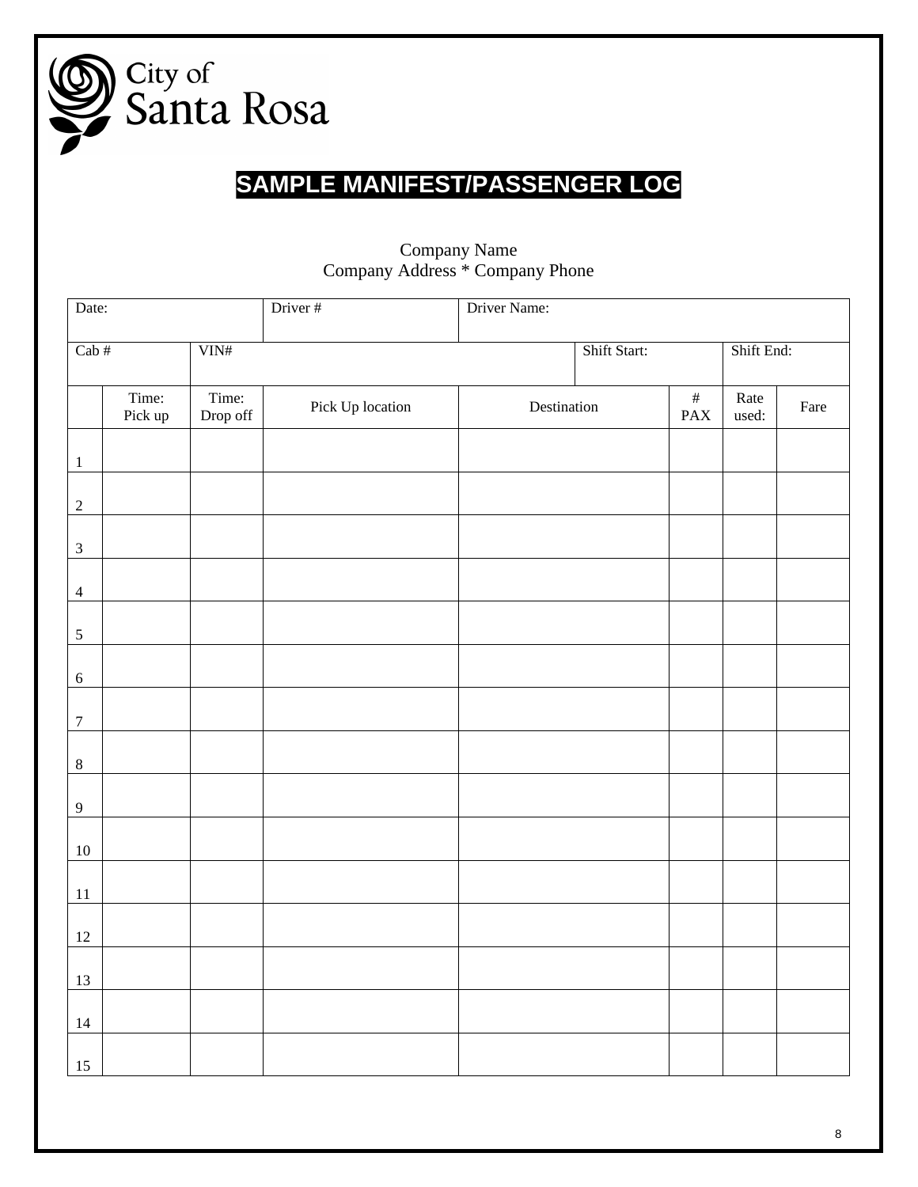City of Santa Rosa

# SAMPLE MANIFEST/PASSENGER LOG

Company Name
Company Address * Company Phone

| Date: | | | Driver # | Driver Name: | | | | |
|---|---|---|---|---|---|---|---|---|
| Cab # | | VIN# | | | Shift Start: | | Shift End: | |
| | Time: Pick up | Time: Drop off | Pick Up location | Destination | | # PAX | Rate used: | Fare |
| 1 | | | | | | | | |
| 2 | | | | | | | | |
| 3 | | | | | | | | |
| 4 | | | | | | | | |
| 5 | | | | | | | | |
| 6 | | | | | | | | |
| 7 | | | | | | | | |
| 8 | | | | | | | | |
| 9 | | | | | | | | |
| 10 | | | | | | | | |
| 11 | | | | | | | | |
| 12 | | | | | | | | |
| 13 | | | | | | | | |
| 14 | | | | | | | | |
| 15 | | | | | | | | |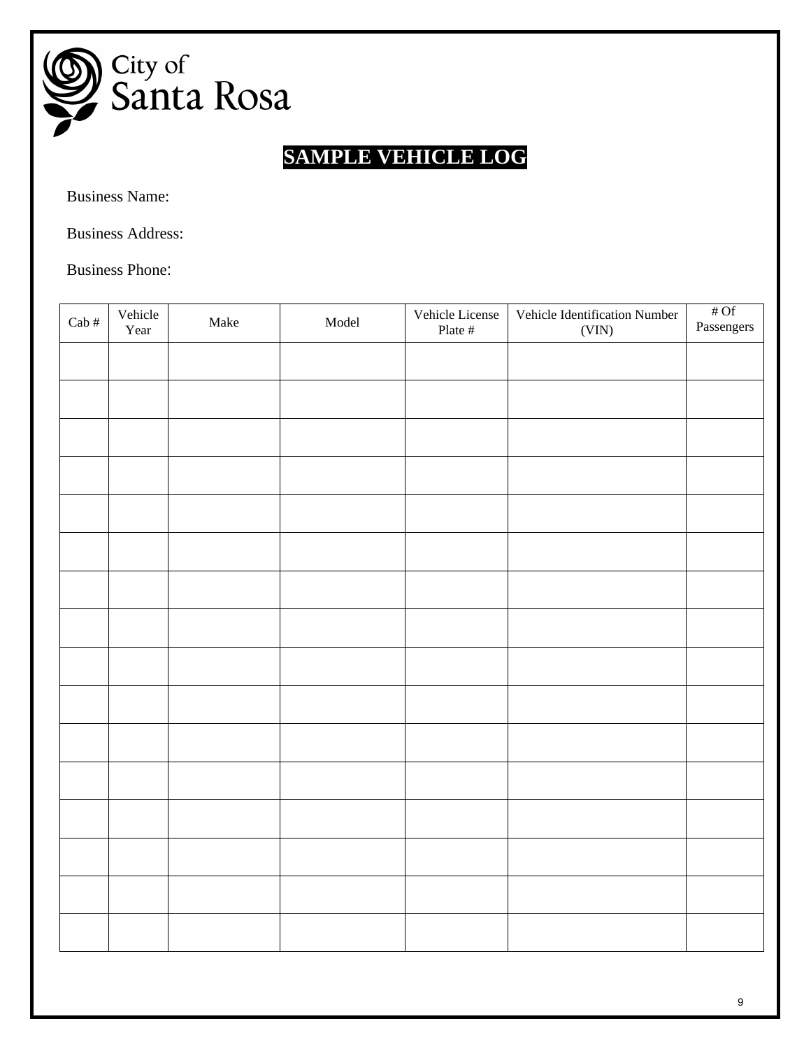City of
Santa Rosa

# SAMPLE VEHICLE LOG

Business Name:

Business Address:

Business Phone:

| Cab # | Vehicle Year | Make | Model | Vehicle License Plate # | Vehicle Identification Number (VIN) | # Of Passengers |
|---|---|---|---|---|---|---|
| | | | | | | |
| | | | | | | |
| | | | | | | |
| | | | | | | |
| | | | | | | |
| | | | | | | |
| | | | | | | |
| | | | | | | |
| | | | | | | |
| | | | | | | |
| | | | | | | |
| | | | | | | |
| | | | | | | |
| | | | | | | |
| | | | | | | |
| | | | | | | |